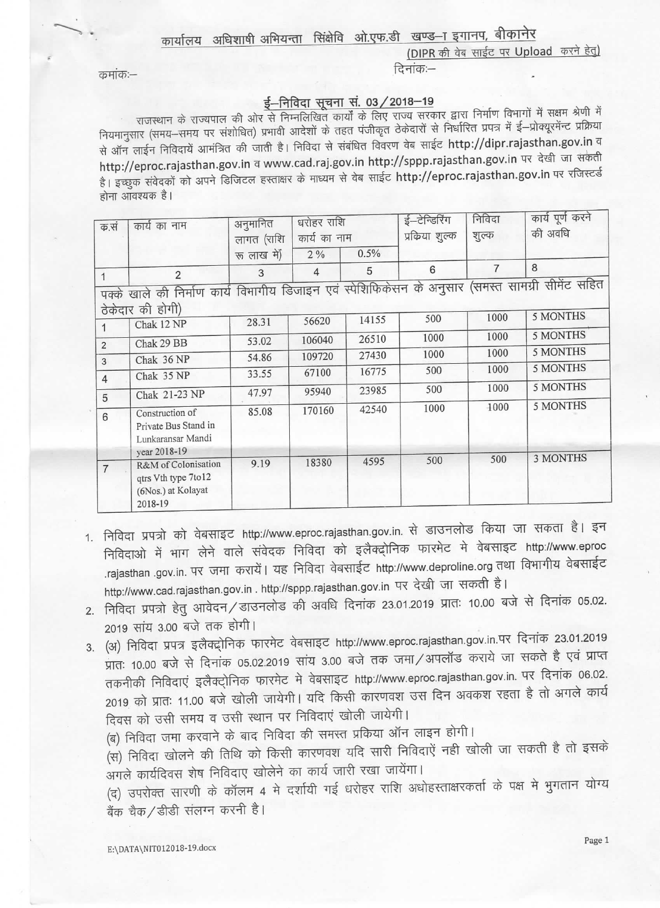कार्यालय अधिशाषी अभियन्ता सिंक्षेवि ओ.एफ.डी खण्ड–I इगानप, बीकानेर

(DIPR की वेब साईट पर Upload करने हेतु)

कमांकः–

दिनांकः–

## ई–निविदा सूचना सं. 03/2018–19

राजस्थान के राज्यपाल की ओर से निम्नलिखित कार्यों के लिए राज्य सरकार द्वारा निर्माण विभागों में सक्षम श्रेणी में नियमानुसार (समय–समय पर संशोधित) प्रभावी आदेशों के तहत पंजीकृत ठेकेदारों से निर्धारित प्रपत्र में ई–प्रोक्यूरमेन्ट प्रक्रिया से ऑन लाईन निविदायें आमंत्रित की जाती है। निविदा से संबंधित विवरण वेब साईट http://dipr.rajasthan.gov.in व http://eproc.rajasthan.gov.in व www.cad.raj.gov.in http://sppp.rajasthan.gov.in पर देखी जा सकती है। इच्छुक संवेदकों को अपने डिजिटल हस्ताक्षर के माध्यम से वेब साईट http://eproc.rajasthan.gov.in पर रजिस्टर्ड होना आवश्यक है।

| क.सं | कार्य का नाम | अनुमानित लागत (राशि रू लाख में) | धरोहर राशि कार्य का नाम | | ई–टेन्डिरिंग प्रकिया शुल्क | निविदा शुल्क | कार्य पूर्ण करने की अवधि |
|---|---|---|---|---|---|---|---|
| | | | 2% | 0.5% | | | |
| 1 | 2 | 3 | 4 | 5 | 6 | 7 | 8 |
| पक्के खाले की निर्माण कार्य विभागीय डिजाइन एवं स्पेशिफिकेसन के अनुसार (समस्त सामग्री सीमेंट सहित ठेकेदार की होगी) | | | | | | | |
| 1 | Chak 12 NP | 28.31 | 56620 | 14155 | 500 | 1000 | 5 MONTHS |
| 2 | Chak 29 BB | 53.02 | 106040 | 26510 | 1000 | 1000 | 5 MONTHS |
| 3 | Chak 36 NP | 54.86 | 109720 | 27430 | 1000 | 1000 | 5 MONTHS |
| 4 | Chak 35 NP | 33.55 | 67100 | 16775 | 500 | 1000 | 5 MONTHS |
| 5 | Chak 21-23 NP | 47.97 | 95940 | 23985 | 500 | 1000 | 5 MONTHS |
| 6 | Construction of Private Bus Stand in Lunkaransar Mandi year 2018-19 | 85.08 | 170160 | 42540 | 1000 | 1000 | 5 MONTHS |
| 7 | R&M of Colonisation qtrs Vth type 7to12 (6Nos.) at Kolayat 2018-19 | 9.19 | 18380 | 4595 | 500 | 500 | 3 MONTHS |

1. निविदा प्रपत्रो को वेबसाइट http://www.eproc.rajasthan.gov.in. से डाउनलोड किया जा सकता है। इन निविदाओ में भाग लेने वाले संवेदक निविदा को इलैक्ट्रोनिक फारमेट मे वेबसाइट http://www.eproc .rajasthan .gov.in. पर जमा करायें। यह निविदा वेबसाईट http://www.deproline.org तथा विभागीय वेबसाईट http://www.cad.rajasthan.gov.in . http://sppp.rajasthan.gov.in पर देखी जा सकती है।
2. निविदा प्रपत्रो हेतु आवेदन/डाउनलोड की अवधि दिनांक 23.01.2019 प्रातः 10.00 बजे से दिनांक 05.02. 2019 सांय 3.00 बजे तक होगी।
3. (अ) निविदा प्रपत्र इलैक्ट्रोनिक फारमेट वेबसाइट http://www.eproc.rajasthan.gov.in.पर दिनांक 23.01.2019 प्रातः 10.00 बजे से दिनांक 05.02.2019 सांय 3.00 बजे तक जमा/अपलॉड कराये जा सकते है एवं प्राप्त तकनीकी निविदाएं इलैक्ट्रोनिक फारमेट मे वेबसाइट http://www.eproc.rajasthan.gov.in. पर दिनांक 06.02. 2019 को प्रातः 11.00 बजे खोली जायेगी। यदि किसी कारणवश उस दिन अवकश रहता है तो अगले कार्य दिवस को उसी समय व उसी स्थान पर निविदाएं खोली जायेगी।

   (ब) निविदा जमा करवाने के बाद निविदा की समस्त प्रक्रिया ऑन लाइन होगी।

   (स) निविदा खोलने की तिथि को किसी कारणवश यदि सारी निविदाऐं नही खोली जा सकती है तो इसके अगले कार्यदिवस शेष निविदाए खोलेने का कार्य जारी रखा जायेगा।

   (द) उपरोक्त सारणी के कॉलम 4 मे दर्शायी गई धरोहर राशि अधोहस्ताक्षरकर्ता के पक्ष मे भुगतान योग्य बैंक चैक/डीडी संलग्न करनी है।

E:\DATA\NIT012018-19.docx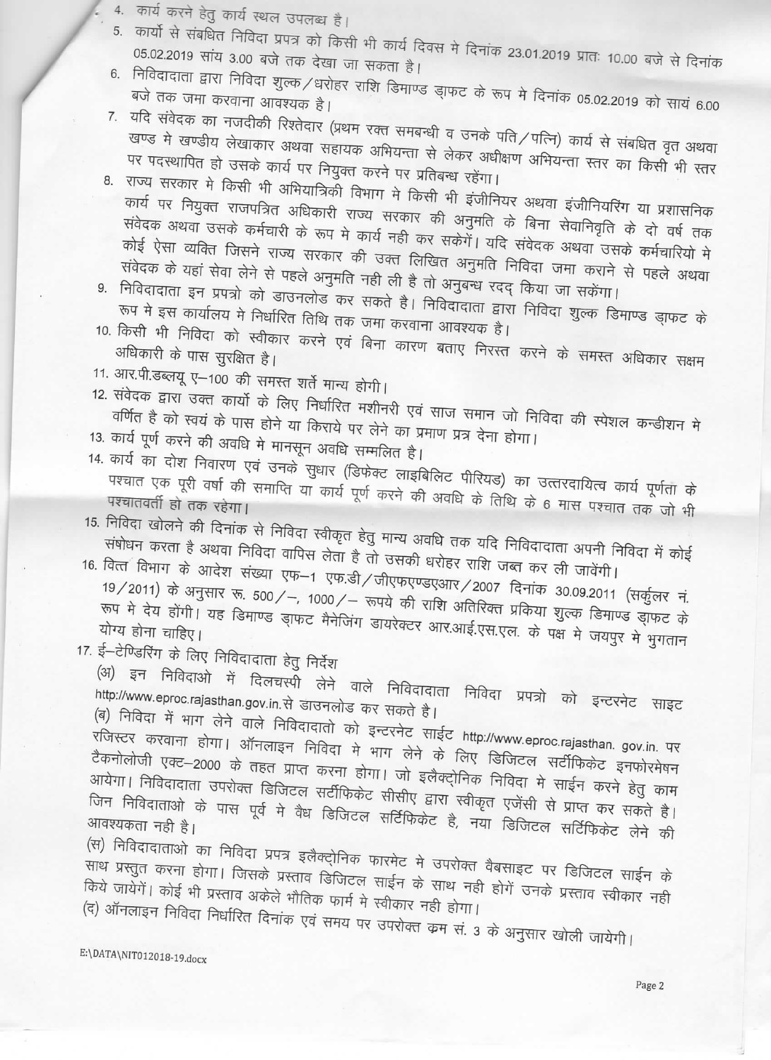4. कार्य करने हेतु कार्य स्थल उपलब्ध है।
5. कार्यो से संबधित निविदा प्रपत्र को किसी भी कार्य दिवस मे दिनांक 23.01.2019 प्रातः 10.00 बजे से दिनांक 05.02.2019 सांय 3.00 बजे तक देखा जा सकता है।
6. निविदादाता द्वारा निविदा शुल्क/धरोहर राशि डिमाण्ड ड्राफ्ट के रूप मे दिनांक 05.02.2019 को सायं 6.00 बजे तक जमा करवाना आवश्यक है।
7. यदि संवेदक का नजदीकी रिश्तेदार (प्रथम रक्त समबन्धी व उनके पति/पत्नि) कार्य से संबधित वृत अथवा खण्ड मे खण्डीय लेखाकार अथवा सहायक अभियन्ता से लेकर अधीक्षण अभियन्ता स्तर का किसी भी स्तर पर पदस्थापित हो उसके कार्य पर नियुक्त करने पर प्रतिबन्ध रहेंगा।
8. राज्य सरकार मे किसी भी अभियान्त्रिकी विभाग मे किसी भी इंजीनियर अथवा इंजीनियरिंग या प्रशासनिक कार्य पर नियुक्त राजपत्रित अधिकारी राज्य सरकार की अनुमति के बिना सेवानिवृति के दो वर्ष तक संवेदक अथवा उसके कर्मचारी के रूप मे कार्य नही कर सकेगें। यदि संवेदक अथवा उसके कर्मचारियो मे कोई ऐसा व्यक्ति जिसने राज्य सरकार की उक्त लिखित अनुमति निविदा जमा कराने से पहले अथवा संवेदक के यहां सेवा लेने से पहले अनुमति नही ली है तो अनुबन्ध रदद् किया जा सकेंगा।
9. निविदादाता इन प्रपत्रो को डाउनलोड कर सकते है। निविदादाता द्वारा निविदा शुल्क डिमाण्ड ड्राफट के रूप मे इस कार्यालय मे निर्धारित तिथि तक जमा करवाना आवश्यक है।
10. किसी भी निविदा को स्वीकार करने एवं बिना कारण बताए निरस्त करने के समस्त अधिकार सक्षम अधिकारी के पास सुरक्षित है।
11. आर.पी.डब्लयू ए–100 की समस्त शर्ते मान्य होगी।
12. संवेदक द्वारा उक्त कार्यो के लिए निर्धारित मशीनरी एवं साज समान जो निविदा की स्पेशल कन्डीशन मे वर्णित है को स्वयं के पास होने या किराये पर लेने का प्रमाण प्रत्र देना होगा।
13. कार्य पूर्ण करने की अवधि मे मानसून अवधि सम्मिलित है।
14. कार्य का दोश निवारण एवं उनके सुधार (डिफेक्ट लाइबिलिट पीरियड) का उत्तरदायित्व कार्य पूर्णता के पश्चात एक पूरी वर्षा की समाप्ति या कार्य पूर्ण करने की अवधि के तिथि के 6 मास पश्चात तक जो भी पश्चातवर्ती हो तक रहेगा।
15. निविदा खोलने की दिनांक से निविदा स्वीकृत हेतु मान्य अवधि तक यदि निविदादाता अपनी निविदा में कोई संषोधन करता है अथवा निविदा वापिस लेता है तो उसकी धरोहर राशि जब्त कर ली जावेंगी।
16. वित्त विभाग के आदेश संख्या एफ–1 एफ.डी/जीएफएण्डएआर/2007 दिनांक 30.09.2011 (सर्कुलर नं. 19/2011) के अनुसार रू. 500/–, 1000/– रूपये की राशि अतिरिक्त प्रकिया शुल्क डिमाण्ड ड्राफट के रूप मे देय होंगी। यह डिमाण्ड ड्राफट मैनेजिंग डायरेक्टर आर.आई.एस.एल. के पक्ष मे जयपुर मे भुगतान योग्य होना चाहिए।
17. ई–टेण्डिरिंग के लिए निविदादाता हेतु निर्देश

    (अ) इन निविदाओ में दिलचस्पी लेने वाले निविदादाता निविदा प्रपत्रो को इन्टरनेट साइट http://www.eproc.rajasthan.gov.in.से डाउनलोड कर सकते है।

    (ब) निविदा में भाग लेने वाले निविदादातो को इन्टरनेट साईट http://www.eproc.rajasthan. gov.in. पर रजिस्टर करवाना होगा। ऑनलाइन निविदा मे भाग लेने के लिए डिजिटल सर्टीफिकेट इनफोरमेषन टैक्नोलोजी एक्ट–2000 के तहत प्राप्त करना होगा। जो इलैक्ट्रोनिक निविदा मे साईन करने हेतु काम आयेगा। निविदादाता उपरोक्त डिजिटल सर्टीफिकेट सीसीए द्वारा स्वीकृत एजेंसी से प्राप्त कर सकते है। जिन निविदाताओ के पास पूर्व मे वैध डिजिटल सर्टिफिकेट है, नया डिजिटल सर्टिफिकेट लेने की आवश्यकता नही है।

    (स) निविदादाताओ का निविदा प्रपत्र इलैक्ट्रोनिक फारमेट मे उपरोक्त वैबसाइट पर डिजिटल साईन के साथ प्रस्तुत करना होगा। जिसके प्रस्ताव डिजिटल साईन के साथ नही होगें उनके प्रस्ताव स्वीकार नही किये जायेगें। कोई भी प्रस्ताव अकेले भौतिक फार्म मे स्वीकार नही होगा।

    (द) ऑनलाइन निविदा निर्धारित दिनांक एवं समय पर उपरोक्त क्रम सं. 3 के अनुसार खोली जायेगी।

E:\DATA\NIT012018-19.docx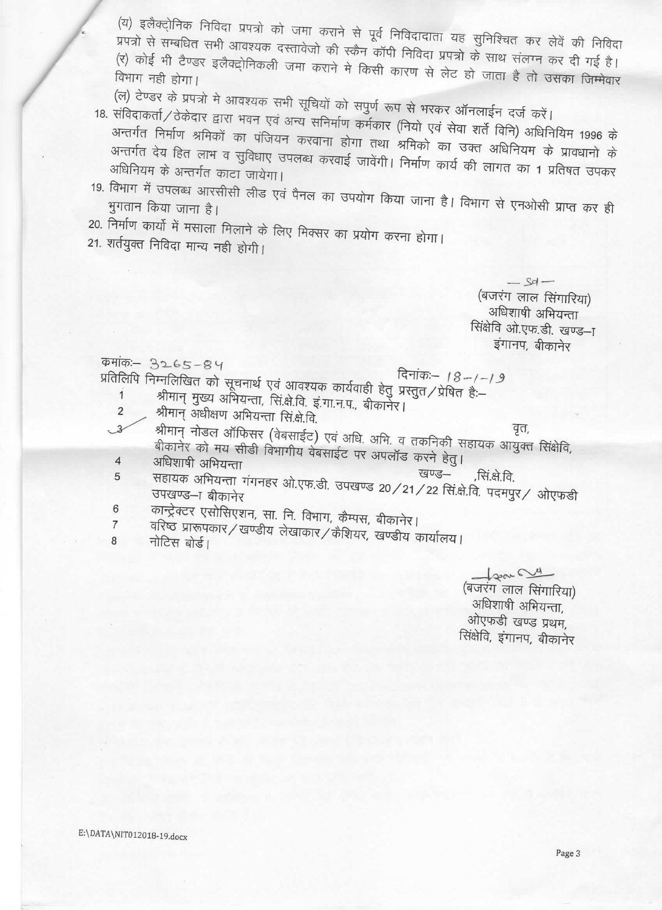(य) इलैक्ट्रोनिक निविदा प्रपत्रो को जमा कराने से पूर्व निविदादाता यह सुनिश्चित कर लेवें की निविदा प्रपत्रो से सम्बधित सभी आवश्यक दस्तावेजो की स्कैन कॉपी निविदा प्रपत्रो के साथ संलग्न कर दी गई है।

(र) कोई भी टैण्डर इलैक्ट्रोनिकली जमा कराने मे किसी कारण से लेट हो जाता है तो उसका जिम्मेवार विभाग नही होगा।

(ल) टेण्डर के प्रपत्रो मे आवश्यक सभी सूचियों को सपुर्ण रूप से भरकर ऑनलाईन दर्ज करें।

18. संविदाकर्ता/ठेकेदार द्वारा भवन एवं अन्य सनिर्माण कर्मकार (नियो एवं सेवा शर्ते विनि) अधिनियम 1996 के अन्तर्गत निर्माण श्रमिकों का पंजियन करवाना होगा तथा श्रमिको का उक्त अधिनियम के प्रावधानो के अन्तर्गत देय हित लाभ व सुविधाए उपलब्ध करवाई जावेंगी। निर्माण कार्य की लागत का 1 प्रतिषत उपकर अधिनियम के अन्तर्गत काटा जायेगा।
19. विभाग में उपलब्ध आरसीसी लीड एवं पैनल का उपयोग किया जाना है। विभाग से एनओसी प्राप्त कर ही भुगतान किया जाना है।
20. निर्माण कार्यो में मसाला मिलाने के लिए मिक्सर का प्रयोग करना होगा।
21. शर्तयुक्त निविदा मान्य नही होगी।

— sd —

(बजरंग लाल सिंगारिया)
अधिशाषी अभियन्ता
सिंक्षेवि ओ.एफ.डी. खण्ड–I
इंगानप, बीकानेर

कमांकः– 3265-84 दिनांकः– 18-1-19

प्रतिलिपि निम्नलिखित को सूचनार्थ एवं आवश्यक कार्यवाही हेतु प्रस्तुत/प्रेषित हैः–

1. श्रीमान् मुख्य अभियन्ता, सिं.क्षे.वि. इं.गा.न.प., बीकानेर।
2. श्रीमान् अधीक्षण अभियन्ता सिं.क्षे.वि. वृत,
3. श्रीमान् नोडल ऑफिसर (वेबसाईट) एवं अधि. अभि. व तकनिकी सहायक आयुक्त सिंक्षेवि, बीकानेर को मय सीडी विभागीय वेबसाईट पर अपलॉड करने हेतु।
4. अधिशाषी अभियन्ता खण्ड– ,सिं.क्षे.वि.
5. सहायक अभियन्ता गंगनहर ओ.एफ.डी. उपखण्ड 20/21/22 सिं.क्षे.वि. पदमपुर/ ओएफडी उपखण्ड–I बीकानेर
6. कान्ट्रेक्टर एसोसिएशन, सा. नि. विभाग, कैम्पस, बीकानेर।
7. वरिष्ठ प्रारूपकार/खण्डीय लेखाकार/कैशियर, खण्डीय कार्यालय।
8. नोटिस बोर्ड।

(बजरंग लाल सिंगारिया)
अधिशाषी अभियन्ता,
ओएफडी खण्ड प्रथम,
सिंक्षेवि, इंगानप, बीकानेर

E:\DATA\NIT012018-19.docx